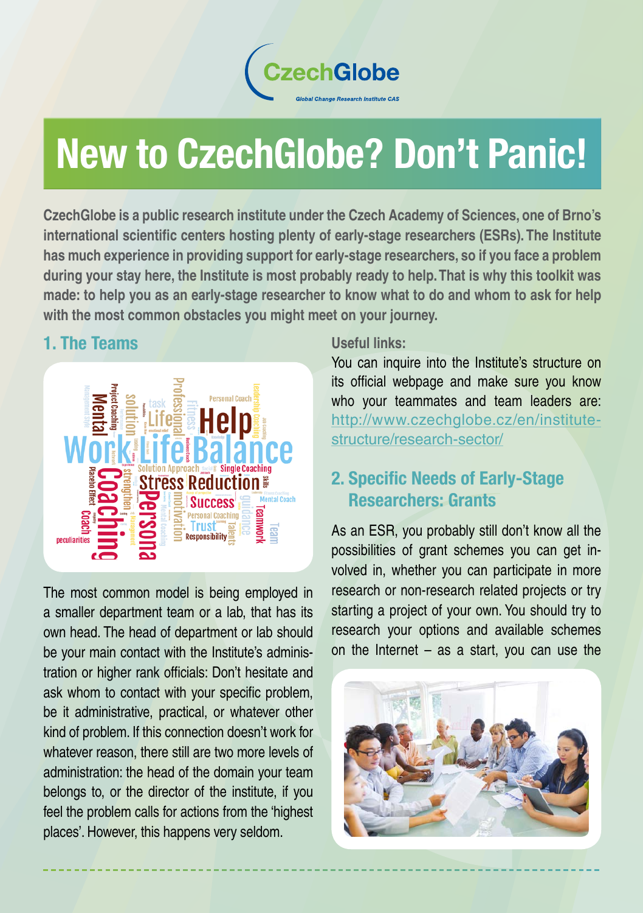# New to CzechGlobe? Don't Panic!

**CzechGlobe is a public research institute under the Czech Academy of Sciences, one of Brno's international scientific centers hosting plenty of early-stage researchers (ESRs). The Institute has much experience in providing support for early-stage researchers, so if you face a problem during your stay here, the Institute is most probably ready to help. That is why this toolkit was made: to help you as an early-stage researcher to know what to do and whom to ask for help with the most common obstacles you might meet on your journey.**

## 1. The Teams

The most common model is being employed in a smaller department team or a lab, that has its own head. The head of department or lab should be your main contact with the Institute's administration or higher rank officials: Don't hesitate and ask whom to contact with your specific problem, be it administrative, practical, or whatever other kind of problem. If this connection doesn't work for whatever reason, there still are two more levels of administration: the head of the domain your team belongs to, or the director of the institute, if you feel the problem calls for actions from the 'highest places'. However, this happens very seldom.

**Useful links:**

You can inquire into the Institute's structure on its official webpage and make sure you know who your teammates and team leaders are: http://www.czechglobe.cz/en/institute-structure/research-sector/

## 2. Specific Needs of Early-Stage Researchers: Grants

As an ESR, you probably still don't know all the possibilities of grant schemes you can get involved in, whether you can participate in more research or non-research related projects or try starting a project of your own. You should try to research your options and available schemes on the Internet – as a start, you can use the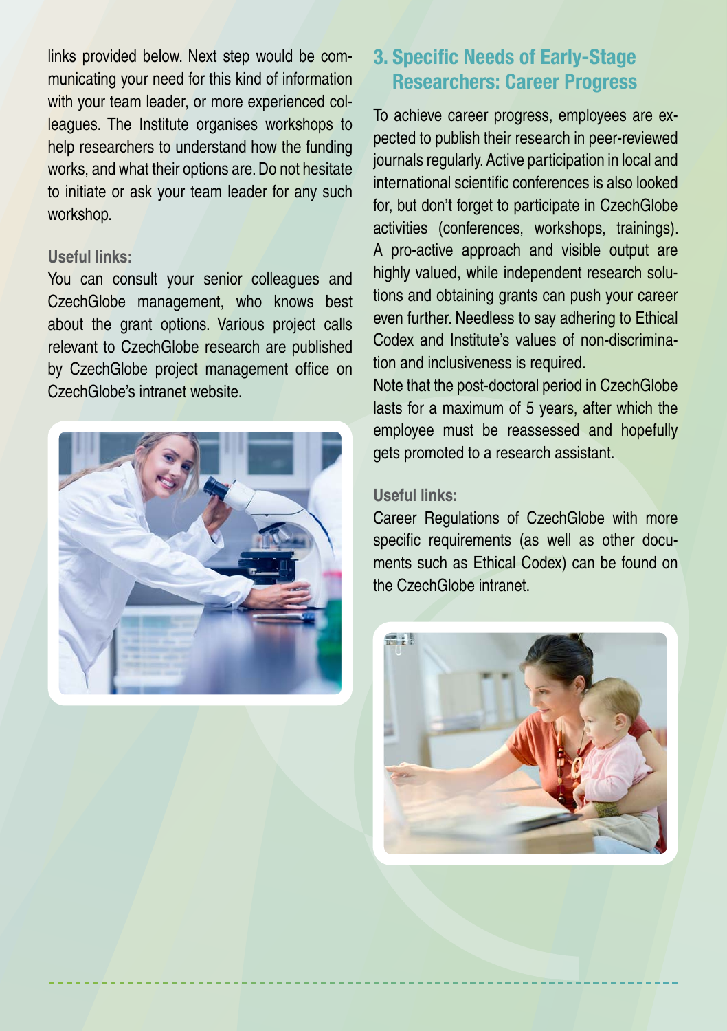links provided below. Next step would be communicating your need for this kind of information with your team leader, or more experienced colleagues. The Institute organises workshops to help researchers to understand how the funding works, and what their options are. Do not hesitate to initiate or ask your team leader for any such workshop.

**Useful links:**

You can consult your senior colleagues and CzechGlobe management, who knows best about the grant options. Various project calls relevant to CzechGlobe research are published by CzechGlobe project management office on CzechGlobe's intranet website.

## 3. Specific Needs of Early-Stage Researchers: Career Progress

To achieve career progress, employees are expected to publish their research in peer-reviewed journals regularly. Active participation in local and international scientific conferences is also looked for, but don't forget to participate in CzechGlobe activities (conferences, workshops, trainings). A pro-active approach and visible output are highly valued, while independent research solutions and obtaining grants can push your career even further. Needless to say adhering to Ethical Codex and Institute's values of non-discrimination and inclusiveness is required.

Note that the post-doctoral period in CzechGlobe lasts for a maximum of 5 years, after which the employee must be reassessed and hopefully gets promoted to a research assistant.

**Useful links:**

Career Regulations of CzechGlobe with more specific requirements (as well as other documents such as Ethical Codex) can be found on the CzechGlobe intranet.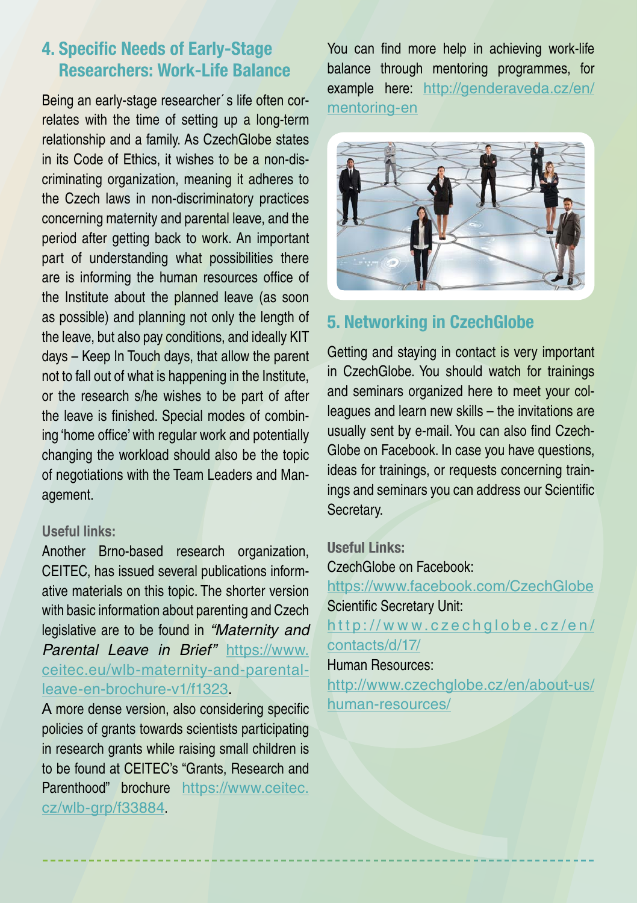## 4. Specific Needs of Early-Stage Researchers: Work-Life Balance

Being an early-stage researcher´s life often correlates with the time of setting up a long-term relationship and a family. As CzechGlobe states in its Code of Ethics, it wishes to be a non-discriminating organization, meaning it adheres to the Czech laws in non-discriminatory practices concerning maternity and parental leave, and the period after getting back to work. An important part of understanding what possibilities there are is informing the human resources office of the Institute about the planned leave (as soon as possible) and planning not only the length of the leave, but also pay conditions, and ideally KIT days – Keep In Touch days, that allow the parent not to fall out of what is happening in the Institute, or the research s/he wishes to be part of after the leave is finished. Special modes of combining 'home office' with regular work and potentially changing the workload should also be the topic of negotiations with the Team Leaders and Management.

**Useful links:**

Another Brno-based research organization, CEITEC, has issued several publications informative materials on this topic. The shorter version with basic information about parenting and Czech legislative are to be found in *"Maternity and Parental Leave in Brief"* https://www.ceitec.eu/wlb-maternity-and-parental-leave-en-brochure-v1/f1323.

A more dense version, also considering specific policies of grants towards scientists participating in research grants while raising small children is to be found at CEITEC's "Grants, Research and Parenthood" brochure https://www.ceitec.cz/wlb-grp/f33884.

You can find more help in achieving work-life balance through mentoring programmes, for example here: http://genderaveda.cz/en/mentoring-en

## 5. Networking in CzechGlobe

Getting and staying in contact is very important in CzechGlobe. You should watch for trainings and seminars organized here to meet your colleagues and learn new skills – the invitations are usually sent by e-mail. You can also find CzechGlobe on Facebook. In case you have questions, ideas for trainings, or requests concerning trainings and seminars you can address our Scientific Secretary.

**Useful Links:**

CzechGlobe on Facebook:
https://www.facebook.com/CzechGlobe

Scientific Secretary Unit:
http://www.czechglobe.cz/en/contacts/d/17/

Human Resources:
http://www.czechglobe.cz/en/about-us/human-resources/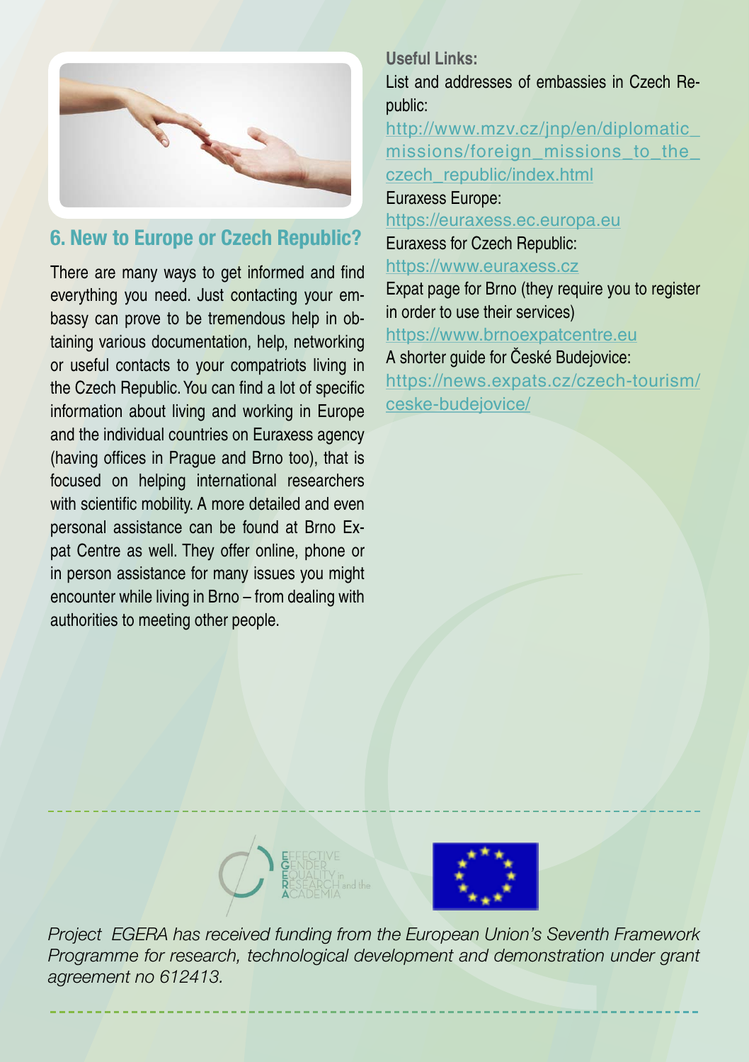## 6. New to Europe or Czech Republic?

There are many ways to get informed and find everything you need. Just contacting your embassy can prove to be tremendous help in obtaining various documentation, help, networking or useful contacts to your compatriots living in the Czech Republic. You can find a lot of specific information about living and working in Europe and the individual countries on Euraxess agency (having offices in Prague and Brno too), that is focused on helping international researchers with scientific mobility. A more detailed and even personal assistance can be found at Brno Expat Centre as well. They offer online, phone or in person assistance for many issues you might encounter while living in Brno – from dealing with authorities to meeting other people.

**Useful Links:**

List and addresses of embassies in Czech Republic:
http://www.mzv.cz/jnp/en/diplomatic_missions/foreign_missions_to_the_czech_republic/index.html

Euraxess Europe:
https://euraxess.ec.europa.eu

Euraxess for Czech Republic:
https://www.euraxess.cz

Expat page for Brno (they require you to register in order to use their services)
https://www.brnoexpatcentre.eu

A shorter guide for České Budejovice:
https://news.expats.cz/czech-tourism/ceske-budejovice/

EFFECTIVE GENDER EQUALITY in RESEARCH and the ACADEMIA

*Project EGERA has received funding from the European Union's Seventh Framework Programme for research, technological development and demonstration under grant agreement no 612413.*